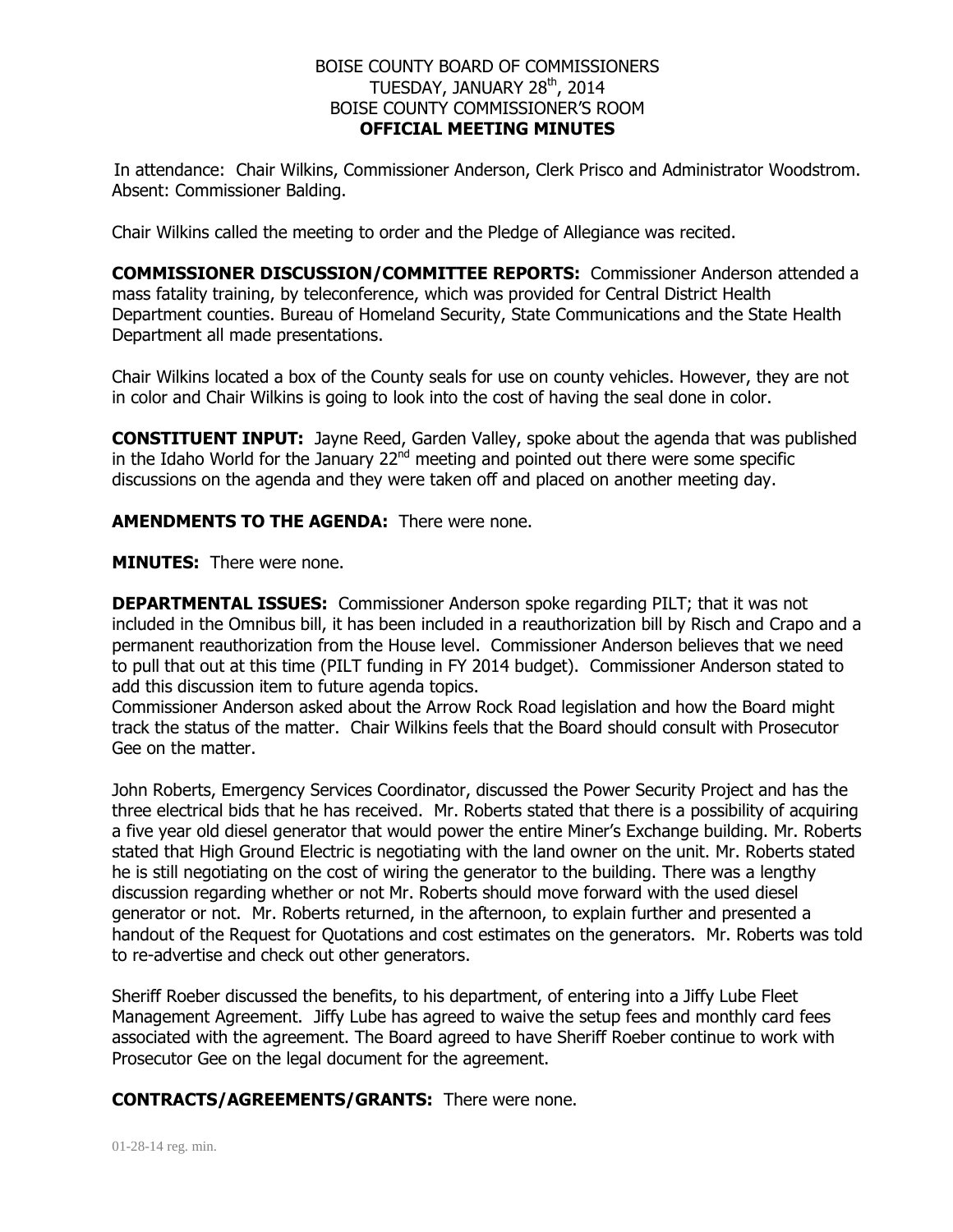BOISE COUNTY BOARD OF COMMISSIONERS
TUESDAY, JANUARY 28th, 2014
BOISE COUNTY COMMISSIONER'S ROOM
**OFFICIAL MEETING MINUTES**

In attendance: Chair Wilkins, Commissioner Anderson, Clerk Prisco and Administrator Woodstrom. Absent: Commissioner Balding.

Chair Wilkins called the meeting to order and the Pledge of Allegiance was recited.

**COMMISSIONER DISCUSSION/COMMITTEE REPORTS:** Commissioner Anderson attended a mass fatality training, by teleconference, which was provided for Central District Health Department counties. Bureau of Homeland Security, State Communications and the State Health Department all made presentations.

Chair Wilkins located a box of the County seals for use on county vehicles. However, they are not in color and Chair Wilkins is going to look into the cost of having the seal done in color.

**CONSTITUENT INPUT:** Jayne Reed, Garden Valley, spoke about the agenda that was published in the Idaho World for the January 22nd meeting and pointed out there were some specific discussions on the agenda and they were taken off and placed on another meeting day.

**AMENDMENTS TO THE AGENDA:** There were none.

**MINUTES:** There were none.

**DEPARTMENTAL ISSUES:** Commissioner Anderson spoke regarding PILT; that it was not included in the Omnibus bill, it has been included in a reauthorization bill by Risch and Crapo and a permanent reauthorization from the House level. Commissioner Anderson believes that we need to pull that out at this time (PILT funding in FY 2014 budget). Commissioner Anderson stated to add this discussion item to future agenda topics.
Commissioner Anderson asked about the Arrow Rock Road legislation and how the Board might track the status of the matter. Chair Wilkins feels that the Board should consult with Prosecutor Gee on the matter.

John Roberts, Emergency Services Coordinator, discussed the Power Security Project and has the three electrical bids that he has received. Mr. Roberts stated that there is a possibility of acquiring a five year old diesel generator that would power the entire Miner's Exchange building. Mr. Roberts stated that High Ground Electric is negotiating with the land owner on the unit. Mr. Roberts stated he is still negotiating on the cost of wiring the generator to the building. There was a lengthy discussion regarding whether or not Mr. Roberts should move forward with the used diesel generator or not. Mr. Roberts returned, in the afternoon, to explain further and presented a handout of the Request for Quotations and cost estimates on the generators. Mr. Roberts was told to re-advertise and check out other generators.

Sheriff Roeber discussed the benefits, to his department, of entering into a Jiffy Lube Fleet Management Agreement. Jiffy Lube has agreed to waive the setup fees and monthly card fees associated with the agreement. The Board agreed to have Sheriff Roeber continue to work with Prosecutor Gee on the legal document for the agreement.

**CONTRACTS/AGREEMENTS/GRANTS:** There were none.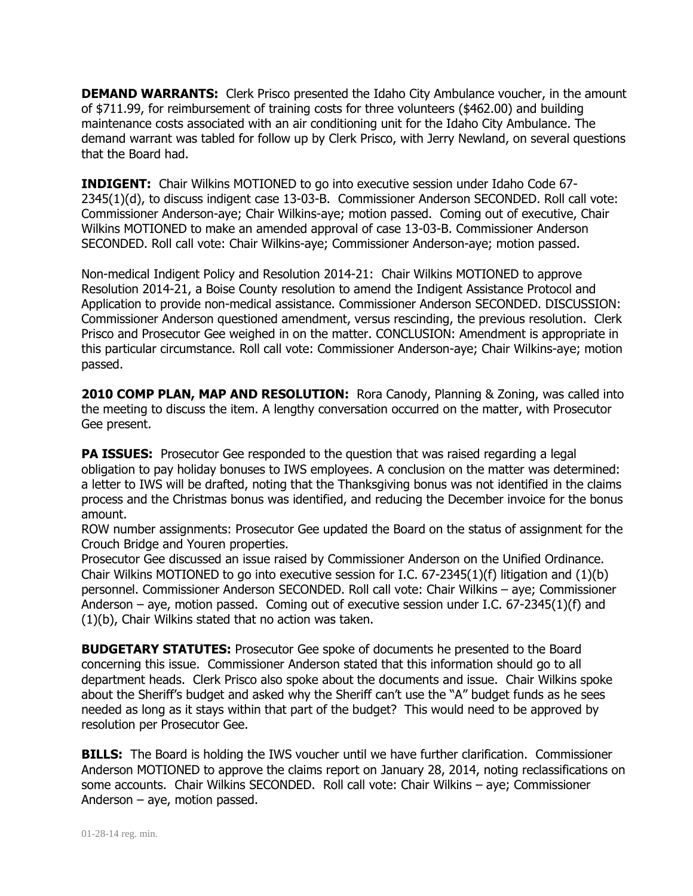**DEMAND WARRANTS:** Clerk Prisco presented the Idaho City Ambulance voucher, in the amount of $711.99, for reimbursement of training costs for three volunteers ($462.00) and building maintenance costs associated with an air conditioning unit for the Idaho City Ambulance. The demand warrant was tabled for follow up by Clerk Prisco, with Jerry Newland, on several questions that the Board had.

**INDIGENT:** Chair Wilkins MOTIONED to go into executive session under Idaho Code 67-2345(1)(d), to discuss indigent case 13-03-B. Commissioner Anderson SECONDED. Roll call vote: Commissioner Anderson-aye; Chair Wilkins-aye; motion passed. Coming out of executive, Chair Wilkins MOTIONED to make an amended approval of case 13-03-B. Commissioner Anderson SECONDED. Roll call vote: Chair Wilkins-aye; Commissioner Anderson-aye; motion passed.

Non-medical Indigent Policy and Resolution 2014-21: Chair Wilkins MOTIONED to approve Resolution 2014-21, a Boise County resolution to amend the Indigent Assistance Protocol and Application to provide non-medical assistance. Commissioner Anderson SECONDED. DISCUSSION: Commissioner Anderson questioned amendment, versus rescinding, the previous resolution. Clerk Prisco and Prosecutor Gee weighed in on the matter. CONCLUSION: Amendment is appropriate in this particular circumstance. Roll call vote: Commissioner Anderson-aye; Chair Wilkins-aye; motion passed.

**2010 COMP PLAN, MAP AND RESOLUTION:** Rora Canody, Planning & Zoning, was called into the meeting to discuss the item. A lengthy conversation occurred on the matter, with Prosecutor Gee present.

**PA ISSUES:** Prosecutor Gee responded to the question that was raised regarding a legal obligation to pay holiday bonuses to IWS employees. A conclusion on the matter was determined: a letter to IWS will be drafted, noting that the Thanksgiving bonus was not identified in the claims process and the Christmas bonus was identified, and reducing the December invoice for the bonus amount.

ROW number assignments: Prosecutor Gee updated the Board on the status of assignment for the Crouch Bridge and Youren properties.

Prosecutor Gee discussed an issue raised by Commissioner Anderson on the Unified Ordinance. Chair Wilkins MOTIONED to go into executive session for I.C. 67-2345(1)(f) litigation and (1)(b) personnel. Commissioner Anderson SECONDED. Roll call vote: Chair Wilkins – aye; Commissioner Anderson – aye, motion passed. Coming out of executive session under I.C. 67-2345(1)(f) and (1)(b), Chair Wilkins stated that no action was taken.

**BUDGETARY STATUTES:** Prosecutor Gee spoke of documents he presented to the Board concerning this issue. Commissioner Anderson stated that this information should go to all department heads. Clerk Prisco also spoke about the documents and issue. Chair Wilkins spoke about the Sheriff's budget and asked why the Sheriff can't use the "A" budget funds as he sees needed as long as it stays within that part of the budget? This would need to be approved by resolution per Prosecutor Gee.

**BILLS:** The Board is holding the IWS voucher until we have further clarification. Commissioner Anderson MOTIONED to approve the claims report on January 28, 2014, noting reclassifications on some accounts. Chair Wilkins SECONDED. Roll call vote: Chair Wilkins – aye; Commissioner Anderson – aye, motion passed.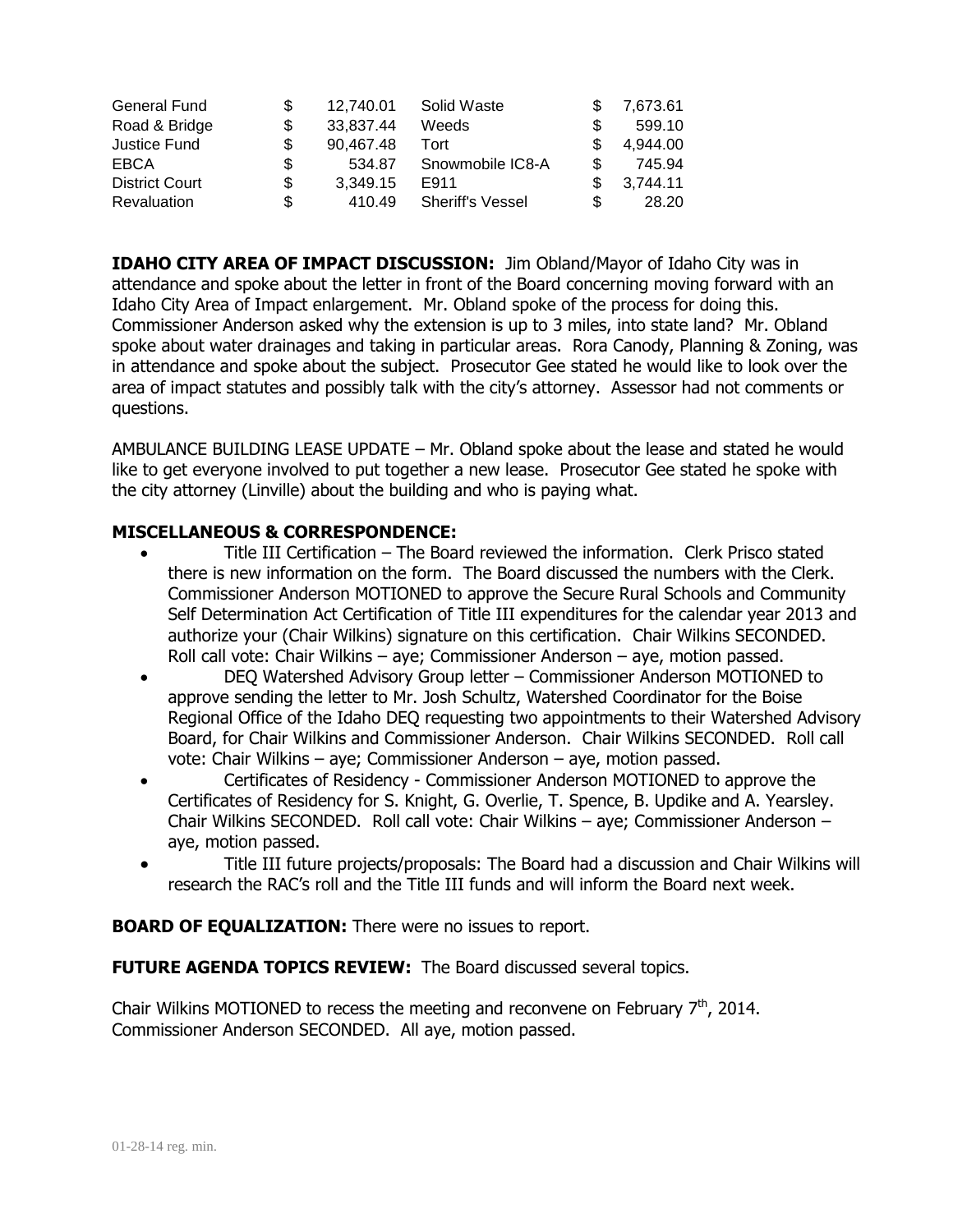| | | | | |
|---|---|---|---|---|
| General Fund | $ 12,740.01 | Solid Waste | $ 7,673.61 |
| Road & Bridge | $ 33,837.44 | Weeds | $ 599.10 |
| Justice Fund | $ 90,467.48 | Tort | $ 4,944.00 |
| EBCA | $ 534.87 | Snowmobile IC8-A | $ 745.94 |
| District Court | $ 3,349.15 | E911 | $ 3,744.11 |
| Revaluation | $ 410.49 | Sheriff's Vessel | $ 28.20 |

**IDAHO CITY AREA OF IMPACT DISCUSSION:** Jim Obland/Mayor of Idaho City was in attendance and spoke about the letter in front of the Board concerning moving forward with an Idaho City Area of Impact enlargement. Mr. Obland spoke of the process for doing this. Commissioner Anderson asked why the extension is up to 3 miles, into state land? Mr. Obland spoke about water drainages and taking in particular areas. Rora Canody, Planning & Zoning, was in attendance and spoke about the subject. Prosecutor Gee stated he would like to look over the area of impact statutes and possibly talk with the city's attorney. Assessor had not comments or questions.

AMBULANCE BUILDING LEASE UPDATE – Mr. Obland spoke about the lease and stated he would like to get everyone involved to put together a new lease. Prosecutor Gee stated he spoke with the city attorney (Linville) about the building and who is paying what.

**MISCELLANEOUS & CORRESPONDENCE:**

- Title III Certification – The Board reviewed the information. Clerk Prisco stated there is new information on the form. The Board discussed the numbers with the Clerk. Commissioner Anderson MOTIONED to approve the Secure Rural Schools and Community Self Determination Act Certification of Title III expenditures for the calendar year 2013 and authorize your (Chair Wilkins) signature on this certification. Chair Wilkins SECONDED. Roll call vote: Chair Wilkins – aye; Commissioner Anderson – aye, motion passed.
- DEQ Watershed Advisory Group letter – Commissioner Anderson MOTIONED to approve sending the letter to Mr. Josh Schultz, Watershed Coordinator for the Boise Regional Office of the Idaho DEQ requesting two appointments to their Watershed Advisory Board, for Chair Wilkins and Commissioner Anderson. Chair Wilkins SECONDED. Roll call vote: Chair Wilkins – aye; Commissioner Anderson – aye, motion passed.
- Certificates of Residency - Commissioner Anderson MOTIONED to approve the Certificates of Residency for S. Knight, G. Overlie, T. Spence, B. Updike and A. Yearsley. Chair Wilkins SECONDED. Roll call vote: Chair Wilkins – aye; Commissioner Anderson – aye, motion passed.
- Title III future projects/proposals: The Board had a discussion and Chair Wilkins will research the RAC's roll and the Title III funds and will inform the Board next week.

**BOARD OF EQUALIZATION:** There were no issues to report.

**FUTURE AGENDA TOPICS REVIEW:** The Board discussed several topics.

Chair Wilkins MOTIONED to recess the meeting and reconvene on February 7th, 2014. Commissioner Anderson SECONDED. All aye, motion passed.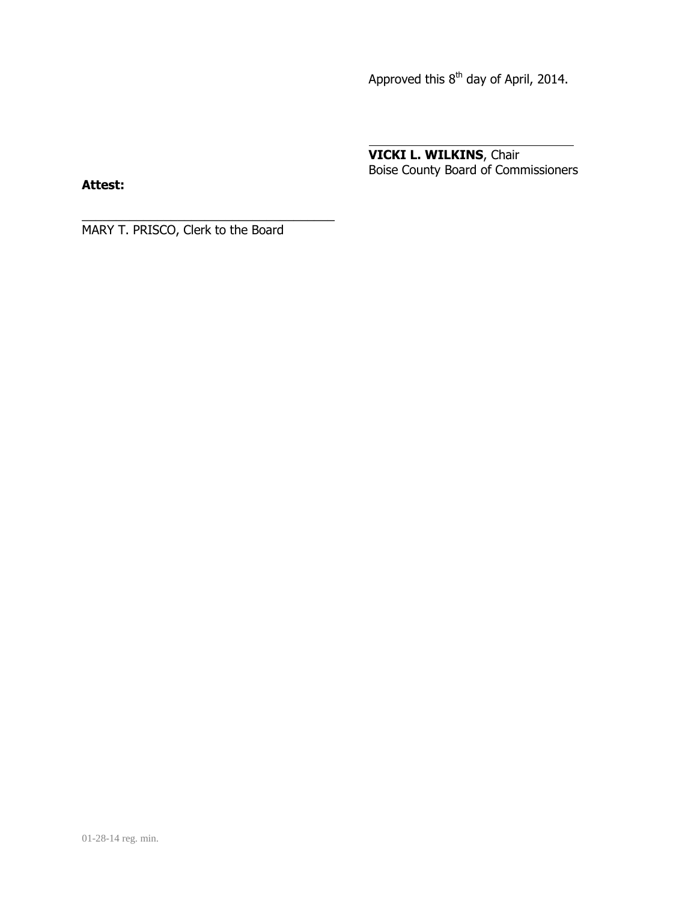Approved this 8th day of April, 2014.

\_\_\_\_\_\_\_\_\_\_\_\_\_\_\_\_\_\_\_\_\_\_\_\_\_\_\_\_\_\_\_\_\_\_

**VICKI L. WILKINS**, Chair
Boise County Board of Commissioners

**Attest:**

\_\_\_\_\_\_\_\_\_\_\_\_\_\_\_\_\_\_\_\_\_\_\_\_\_\_\_\_\_\_\_\_\_\_\_\_\_\_

MARY T. PRISCO, Clerk to the Board